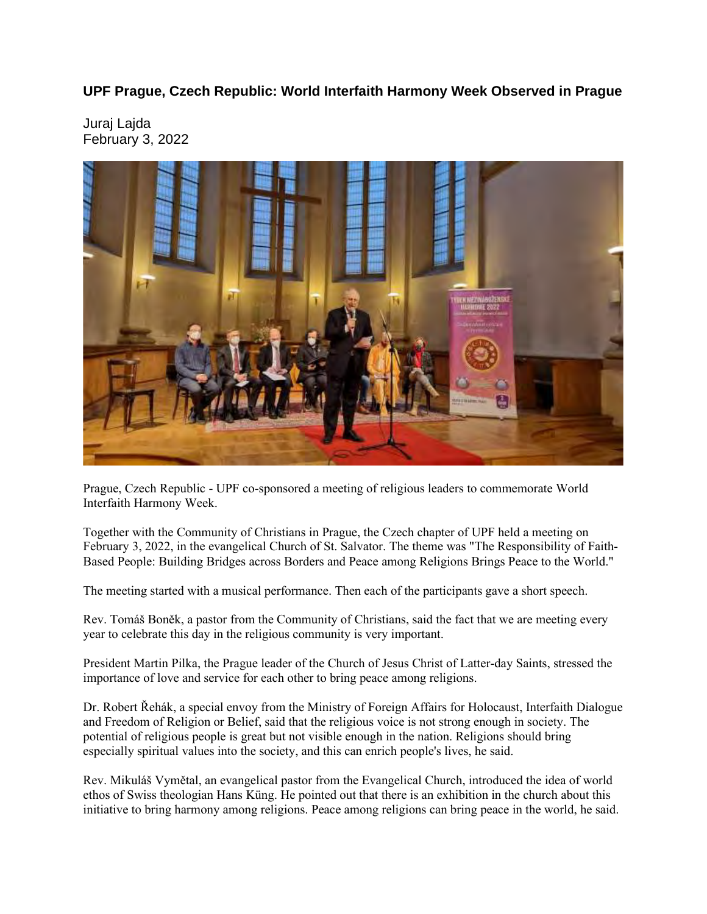**UPF Prague, Czech Republic: World Interfaith Harmony Week Observed in Prague**

Juraj Lajda
February 3, 2022

Prague, Czech Republic - UPF co-sponsored a meeting of religious leaders to commemorate World Interfaith Harmony Week.

Together with the Community of Christians in Prague, the Czech chapter of UPF held a meeting on February 3, 2022, in the evangelical Church of St. Salvator. The theme was "The Responsibility of Faith-Based People: Building Bridges across Borders and Peace among Religions Brings Peace to the World."

The meeting started with a musical performance. Then each of the participants gave a short speech.

Rev. Tomáš Boněk, a pastor from the Community of Christians, said the fact that we are meeting every year to celebrate this day in the religious community is very important.

President Martin Pilka, the Prague leader of the Church of Jesus Christ of Latter-day Saints, stressed the importance of love and service for each other to bring peace among religions.

Dr. Robert Řehák, a special envoy from the Ministry of Foreign Affairs for Holocaust, Interfaith Dialogue and Freedom of Religion or Belief, said that the religious voice is not strong enough in society. The potential of religious people is great but not visible enough in the nation. Religions should bring especially spiritual values into the society, and this can enrich people's lives, he said.

Rev. Mikuláš Vymětal, an evangelical pastor from the Evangelical Church, introduced the idea of world ethos of Swiss theologian Hans Küng. He pointed out that there is an exhibition in the church about this initiative to bring harmony among religions. Peace among religions can bring peace in the world, he said.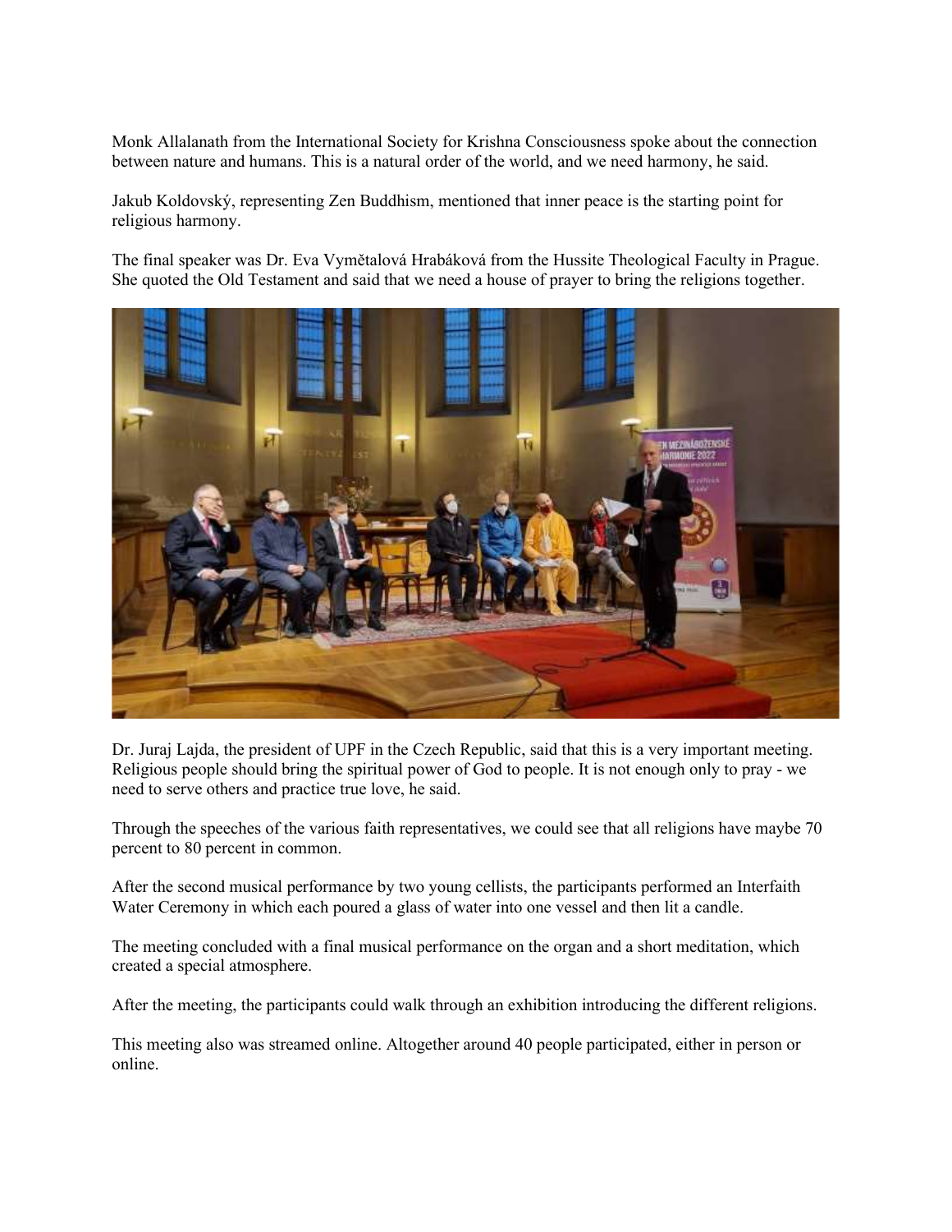Monk Allalanath from the International Society for Krishna Consciousness spoke about the connection between nature and humans. This is a natural order of the world, and we need harmony, he said.

Jakub Koldovský, representing Zen Buddhism, mentioned that inner peace is the starting point for religious harmony.

The final speaker was Dr. Eva Vymětalová Hrabáková from the Hussite Theological Faculty in Prague. She quoted the Old Testament and said that we need a house of prayer to bring the religions together.

Dr. Juraj Lajda, the president of UPF in the Czech Republic, said that this is a very important meeting. Religious people should bring the spiritual power of God to people. It is not enough only to pray - we need to serve others and practice true love, he said.

Through the speeches of the various faith representatives, we could see that all religions have maybe 70 percent to 80 percent in common.

After the second musical performance by two young cellists, the participants performed an Interfaith Water Ceremony in which each poured a glass of water into one vessel and then lit a candle.

The meeting concluded with a final musical performance on the organ and a short meditation, which created a special atmosphere.

After the meeting, the participants could walk through an exhibition introducing the different religions.

This meeting also was streamed online. Altogether around 40 people participated, either in person or online.